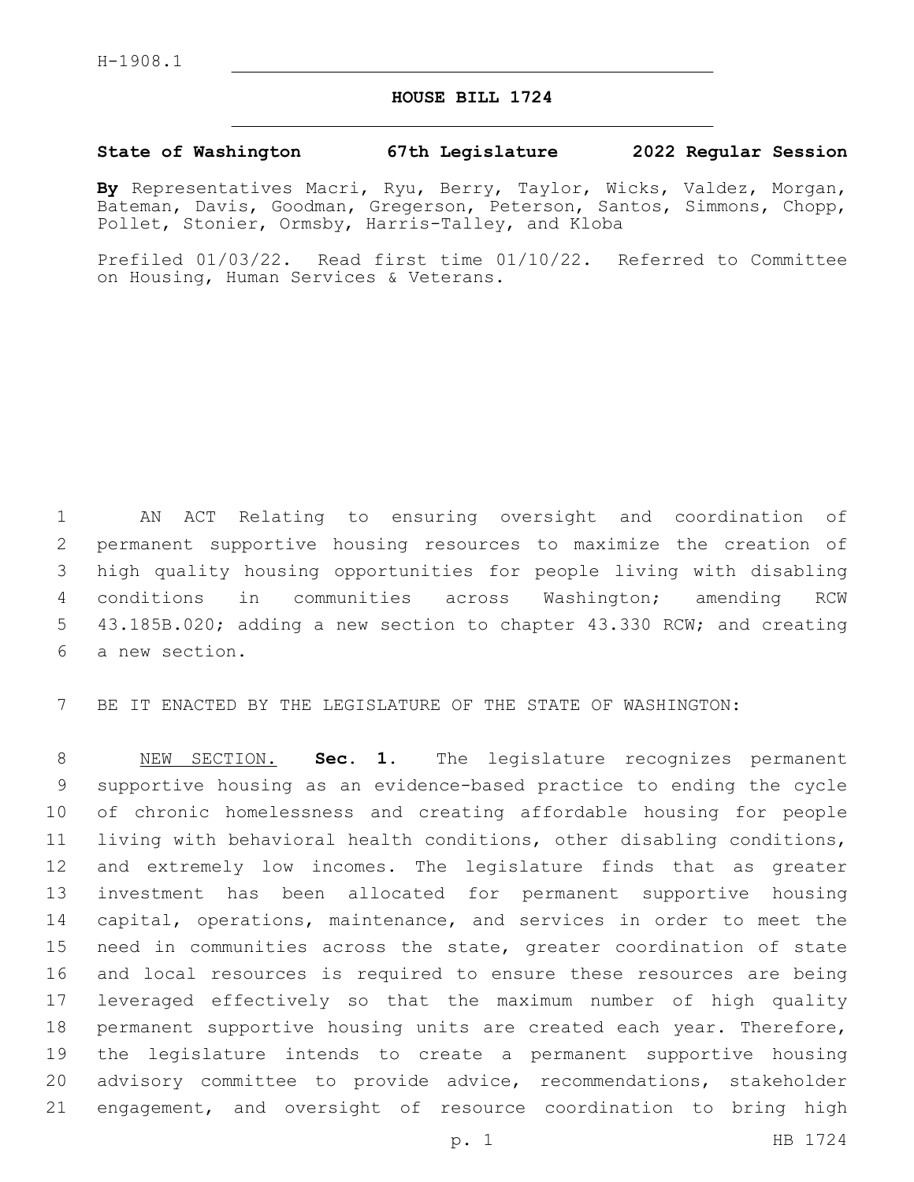H-1908.1

# HOUSE BILL 1724

**State of Washington 67th Legislature 2022 Regular Session**

**By** Representatives Macri, Ryu, Berry, Taylor, Wicks, Valdez, Morgan, Bateman, Davis, Goodman, Gregerson, Peterson, Santos, Simmons, Chopp, Pollet, Stonier, Ormsby, Harris-Talley, and Kloba

Prefiled 01/03/22. Read first time 01/10/22. Referred to Committee on Housing, Human Services & Veterans.

AN ACT Relating to ensuring oversight and coordination of permanent supportive housing resources to maximize the creation of high quality housing opportunities for people living with disabling conditions in communities across Washington; amending RCW 43.185B.020; adding a new section to chapter 43.330 RCW; and creating a new section.

BE IT ENACTED BY THE LEGISLATURE OF THE STATE OF WASHINGTON:

NEW SECTION. **Sec. 1.** The legislature recognizes permanent supportive housing as an evidence-based practice to ending the cycle of chronic homelessness and creating affordable housing for people living with behavioral health conditions, other disabling conditions, and extremely low incomes. The legislature finds that as greater investment has been allocated for permanent supportive housing capital, operations, maintenance, and services in order to meet the need in communities across the state, greater coordination of state and local resources is required to ensure these resources are being leveraged effectively so that the maximum number of high quality permanent supportive housing units are created each year. Therefore, the legislature intends to create a permanent supportive housing advisory committee to provide advice, recommendations, stakeholder engagement, and oversight of resource coordination to bring high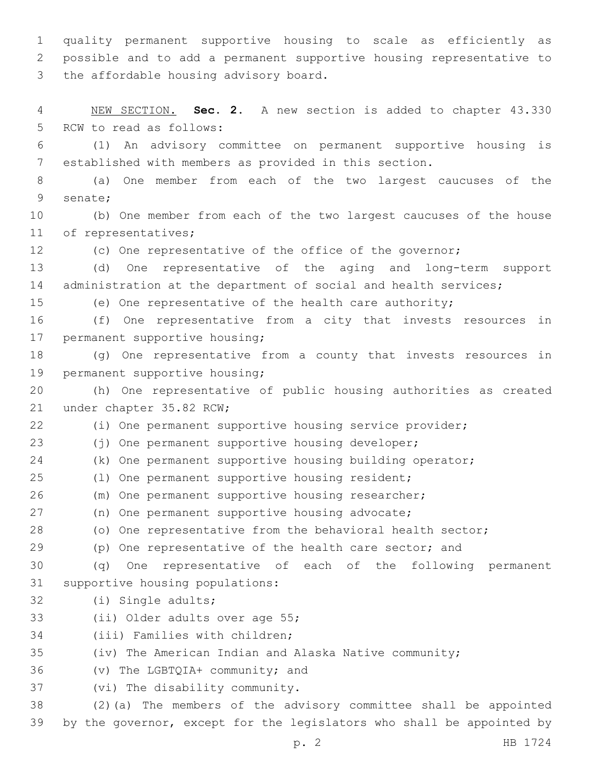quality permanent supportive housing to scale as efficiently as possible and to add a permanent supportive housing representative to the affordable housing advisory board.

NEW SECTION. **Sec. 2.** A new section is added to chapter 43.330 RCW to read as follows:

(1) An advisory committee on permanent supportive housing is established with members as provided in this section.

(a) One member from each of the two largest caucuses of the senate;

(b) One member from each of the two largest caucuses of the house of representatives;

(c) One representative of the office of the governor;

(d) One representative of the aging and long-term support administration at the department of social and health services;

(e) One representative of the health care authority;

(f) One representative from a city that invests resources in permanent supportive housing;

(g) One representative from a county that invests resources in permanent supportive housing;

(h) One representative of public housing authorities as created under chapter 35.82 RCW;

(i) One permanent supportive housing service provider;

(j) One permanent supportive housing developer;

(k) One permanent supportive housing building operator;

(l) One permanent supportive housing resident;

(m) One permanent supportive housing researcher;

(n) One permanent supportive housing advocate;

(o) One representative from the behavioral health sector;

(p) One representative of the health care sector; and

(q) One representative of each of the following permanent supportive housing populations:

(i) Single adults;

(ii) Older adults over age 55;

(iii) Families with children;

(iv) The American Indian and Alaska Native community;

(v) The LGBTQIA+ community; and

(vi) The disability community.

(2)(a) The members of the advisory committee shall be appointed by the governor, except for the legislators who shall be appointed by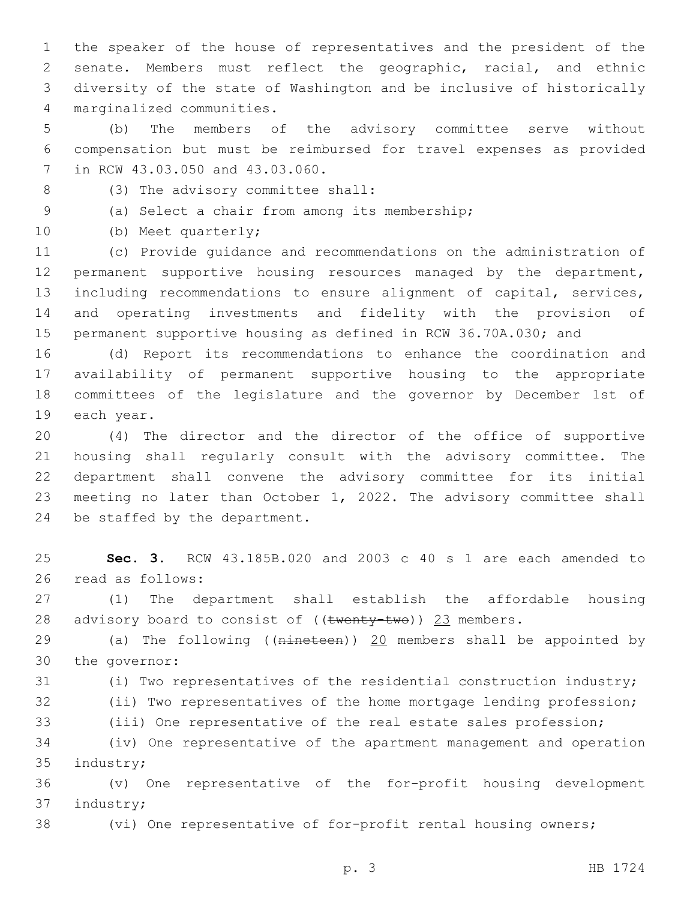the speaker of the house of representatives and the president of the senate. Members must reflect the geographic, racial, and ethnic diversity of the state of Washington and be inclusive of historically marginalized communities.

(b) The members of the advisory committee serve without compensation but must be reimbursed for travel expenses as provided in RCW 43.03.050 and 43.03.060.

(3) The advisory committee shall:

(a) Select a chair from among its membership;

(b) Meet quarterly;

(c) Provide guidance and recommendations on the administration of permanent supportive housing resources managed by the department, including recommendations to ensure alignment of capital, services, and operating investments and fidelity with the provision of permanent supportive housing as defined in RCW 36.70A.030; and

(d) Report its recommendations to enhance the coordination and availability of permanent supportive housing to the appropriate committees of the legislature and the governor by December 1st of each year.

(4) The director and the director of the office of supportive housing shall regularly consult with the advisory committee. The department shall convene the advisory committee for its initial meeting no later than October 1, 2022. The advisory committee shall be staffed by the department.

**Sec. 3.** RCW 43.185B.020 and 2003 c 40 s 1 are each amended to read as follows:

(1) The department shall establish the affordable housing advisory board to consist of ((~~twenty-two~~)) <u>23</u> members.

(a) The following ((~~nineteen~~)) <u>20</u> members shall be appointed by the governor:

(i) Two representatives of the residential construction industry;

(ii) Two representatives of the home mortgage lending profession;

(iii) One representative of the real estate sales profession;

(iv) One representative of the apartment management and operation industry;

(v) One representative of the for-profit housing development industry;

(vi) One representative of for-profit rental housing owners;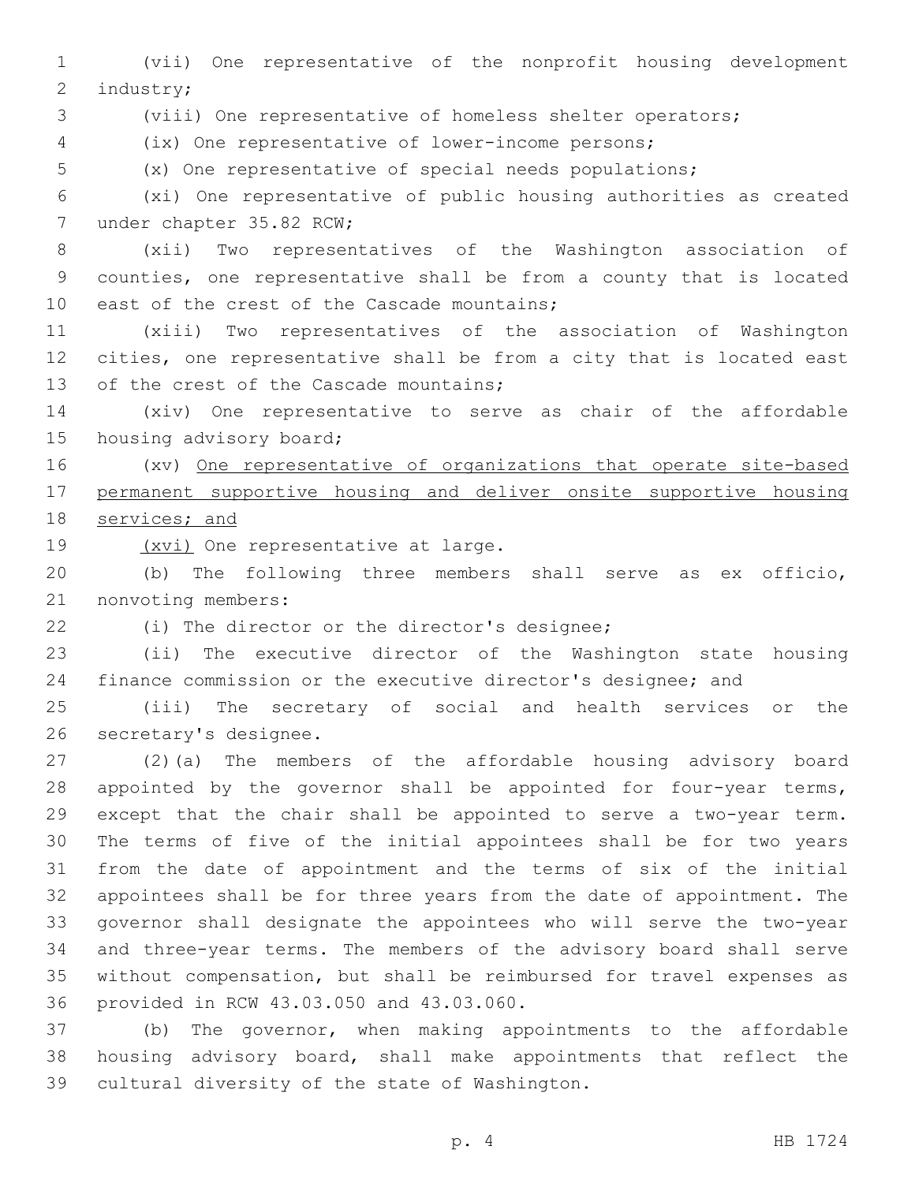(vii) One representative of the nonprofit housing development industry;

(viii) One representative of homeless shelter operators;

(ix) One representative of lower-income persons;

(x) One representative of special needs populations;

(xi) One representative of public housing authorities as created under chapter 35.82 RCW;

(xii) Two representatives of the Washington association of counties, one representative shall be from a county that is located east of the crest of the Cascade mountains;

(xiii) Two representatives of the association of Washington cities, one representative shall be from a city that is located east of the crest of the Cascade mountains;

(xiv) One representative to serve as chair of the affordable housing advisory board;

(xv) <u>One representative of organizations that operate site-based permanent supportive housing and deliver onsite supportive housing services; and</u>

<u>(xvi)</u> One representative at large.

(b) The following three members shall serve as ex officio, nonvoting members:

(i) The director or the director's designee;

(ii) The executive director of the Washington state housing finance commission or the executive director's designee; and

(iii) The secretary of social and health services or the secretary's designee.

(2)(a) The members of the affordable housing advisory board appointed by the governor shall be appointed for four-year terms, except that the chair shall be appointed to serve a two-year term. The terms of five of the initial appointees shall be for two years from the date of appointment and the terms of six of the initial appointees shall be for three years from the date of appointment. The governor shall designate the appointees who will serve the two-year and three-year terms. The members of the advisory board shall serve without compensation, but shall be reimbursed for travel expenses as provided in RCW 43.03.050 and 43.03.060.

(b) The governor, when making appointments to the affordable housing advisory board, shall make appointments that reflect the cultural diversity of the state of Washington.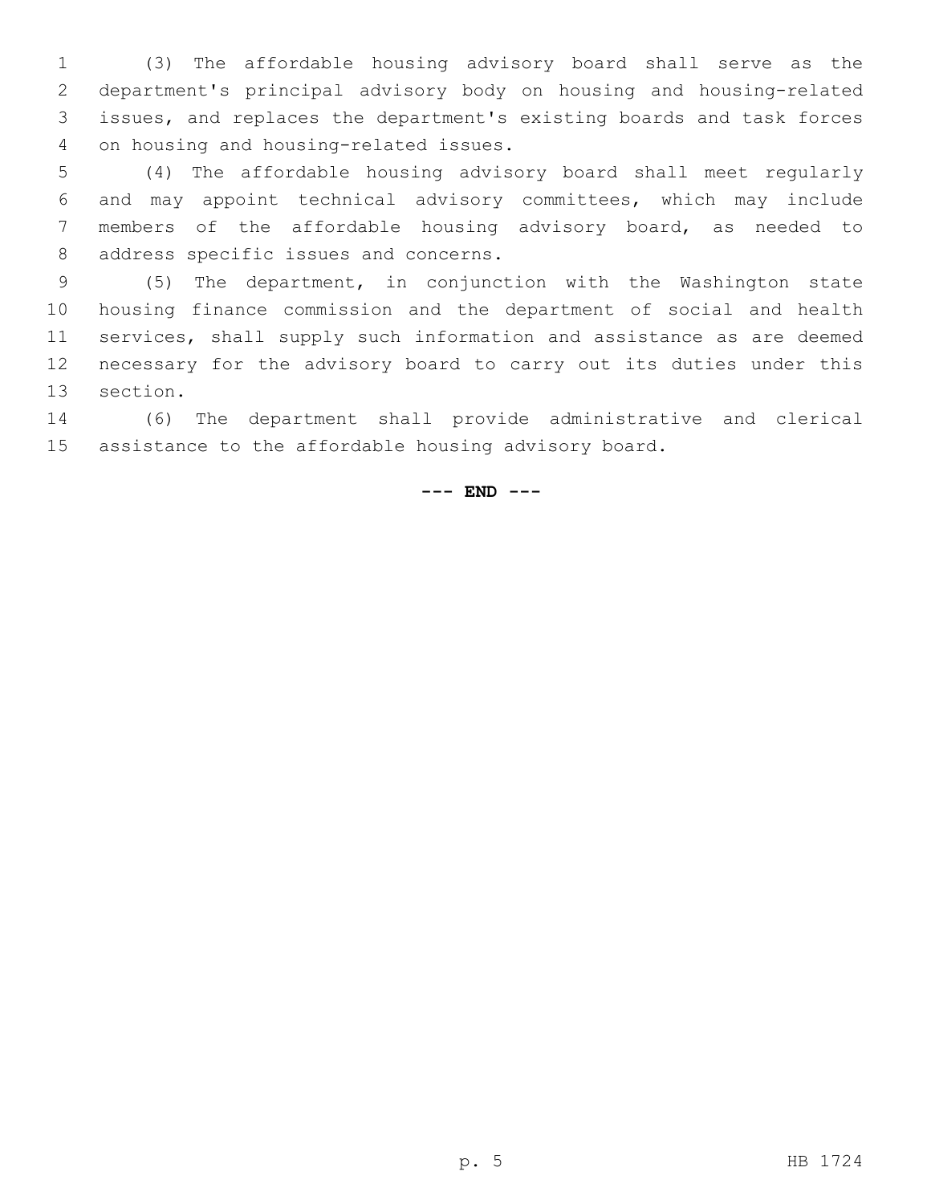(3) The affordable housing advisory board shall serve as the department's principal advisory body on housing and housing-related issues, and replaces the department's existing boards and task forces on housing and housing-related issues.

(4) The affordable housing advisory board shall meet regularly and may appoint technical advisory committees, which may include members of the affordable housing advisory board, as needed to address specific issues and concerns.

(5) The department, in conjunction with the Washington state housing finance commission and the department of social and health services, shall supply such information and assistance as are deemed necessary for the advisory board to carry out its duties under this section.

(6) The department shall provide administrative and clerical assistance to the affordable housing advisory board.

**--- END ---**